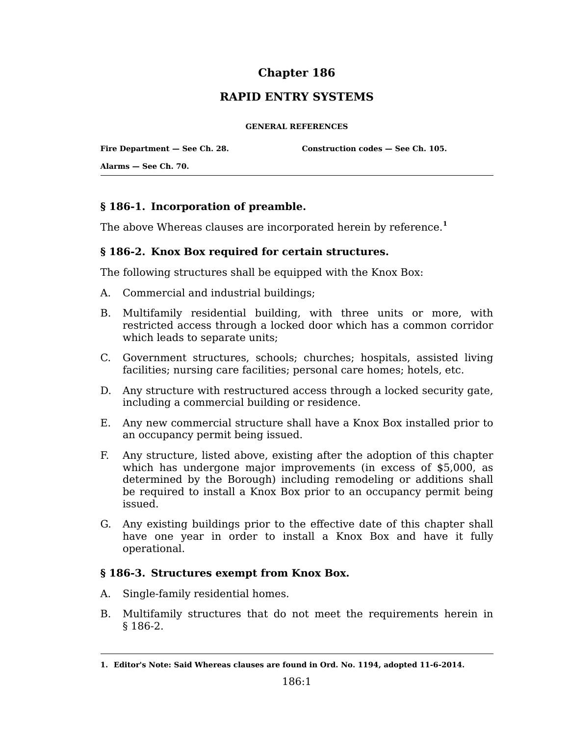# Chapter 186

# RAPID ENTRY SYSTEMS

**GENERAL REFERENCES**

**Fire Department — See Ch. 28.**

**Construction codes — See Ch. 105.**

**Alarms — See Ch. 70.**

---

## § 186-1. Incorporation of preamble.

The above Whereas clauses are incorporated herein by reference.[1]

## § 186-2. Knox Box required for certain structures.

The following structures shall be equipped with the Knox Box:

A. Commercial and industrial buildings;

B. Multifamily residential building, with three units or more, with restricted access through a locked door which has a common corridor which leads to separate units;

C. Government structures, schools; churches; hospitals, assisted living facilities; nursing care facilities; personal care homes; hotels, etc.

D. Any structure with restructured access through a locked security gate, including a commercial building or residence.

E. Any new commercial structure shall have a Knox Box installed prior to an occupancy permit being issued.

F. Any structure, listed above, existing after the adoption of this chapter which has undergone major improvements (in excess of $5,000, as determined by the Borough) including remodeling or additions shall be required to install a Knox Box prior to an occupancy permit being issued.

G. Any existing buildings prior to the effective date of this chapter shall have one year in order to install a Knox Box and have it fully operational.

## § 186-3. Structures exempt from Knox Box.

A. Single-family residential homes.

B. Multifamily structures that do not meet the requirements herein in § 186-2.

---

**1. Editor's Note: Said Whereas clauses are found in Ord. No. 1194, adopted 11-6-2014.**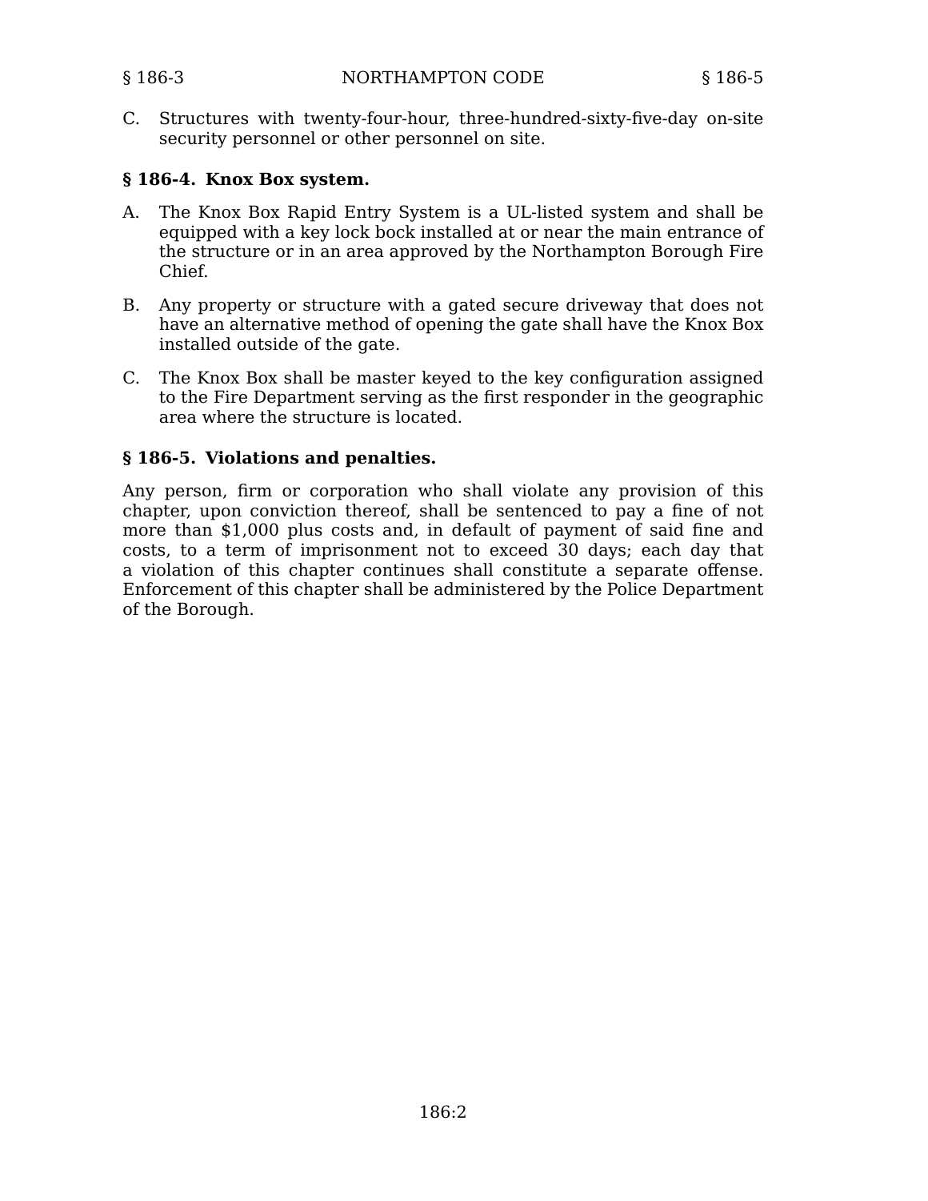C. Structures with twenty-four-hour, three-hundred-sixty-five-day on-site security personnel or other personnel on site.

### § 186-4. Knox Box system.

A. The Knox Box Rapid Entry System is a UL-listed system and shall be equipped with a key lock bock installed at or near the main entrance of the structure or in an area approved by the Northampton Borough Fire Chief.

B. Any property or structure with a gated secure driveway that does not have an alternative method of opening the gate shall have the Knox Box installed outside of the gate.

C. The Knox Box shall be master keyed to the key configuration assigned to the Fire Department serving as the first responder in the geographic area where the structure is located.

### § 186-5. Violations and penalties.

Any person, firm or corporation who shall violate any provision of this chapter, upon conviction thereof, shall be sentenced to pay a fine of not more than $1,000 plus costs and, in default of payment of said fine and costs, to a term of imprisonment not to exceed 30 days; each day that a violation of this chapter continues shall constitute a separate offense. Enforcement of this chapter shall be administered by the Police Department of the Borough.